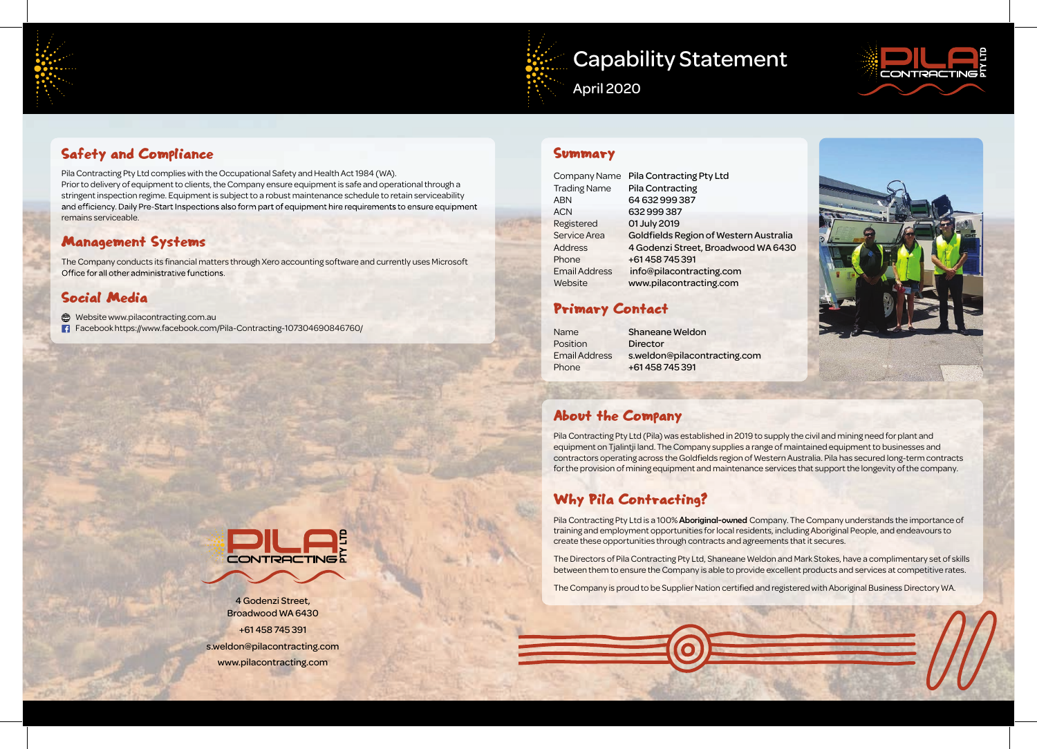# Capability Statement

April 2020

PILA CONTRACTING PTY LTD

## Safety and Compliance

Pila Contracting Pty Ltd complies with the Occupational Safety and Health Act 1984 (WA).
Prior to delivery of equipment to clients, the Company ensure equipment is safe and operational through a stringent inspection regime. Equipment is subject to a robust maintenance schedule to retain serviceability and efficiency. Daily Pre-Start Inspections also form part of equipment hire requirements to ensure equipment remains serviceable.

## Management Systems

The Company conducts its financial matters through Xero accounting software and currently uses Microsoft Office for all other administrative functions.

## Social Media

- Website www.pilacontracting.com.au
- Facebook https://www.facebook.com/Pila-Contracting-107304690846760/

PILA CONTRACTING PTY LTD

4 Godenzi Street,
Broadwood WA 6430

+61 458 745 391

s.weldon@pilacontracting.com

www.pilacontracting.com

## Summary

| | |
|---|---|
| Company Name | Pila Contracting Pty Ltd |
| Trading Name | Pila Contracting |
| ABN | 64 632 999 387 |
| ACN | 632 999 387 |
| Registered | 01 July 2019 |
| Service Area | Goldfields Region of Western Australia |
| Address | 4 Godenzi Street, Broadwood WA 6430 |
| Phone | +61 458 745 391 |
| Email Address | info@pilacontracting.com |
| Website | www.pilacontracting.com |

## Primary Contact

| | |
|---|---|
| Name | Shaneane Weldon |
| Position | Director |
| Email Address | s.weldon@pilacontracting.com |
| Phone | +61 458 745 391 |

## About the Company

Pila Contracting Pty Ltd (Pila) was established in 2019 to supply the civil and mining need for plant and equipment on Tjalintji land. The Company supplies a range of maintained equipment to businesses and contractors operating across the Goldfields region of Western Australia. Pila has secured long-term contracts for the provision of mining equipment and maintenance services that support the longevity of the company.

## Why Pila Contracting?

Pila Contracting Pty Ltd is a 100% **Aboriginal-owned** Company. The Company understands the importance of training and employment opportunities for local residents, including Aboriginal People, and endeavours to create these opportunities through contracts and agreements that it secures.

The Directors of Pila Contracting Pty Ltd, Shaneane Weldon and Mark Stokes, have a complimentary set of skills between them to ensure the Company is able to provide excellent products and services at competitive rates.

The Company is proud to be Supplier Nation certified and registered with Aboriginal Business Directory WA.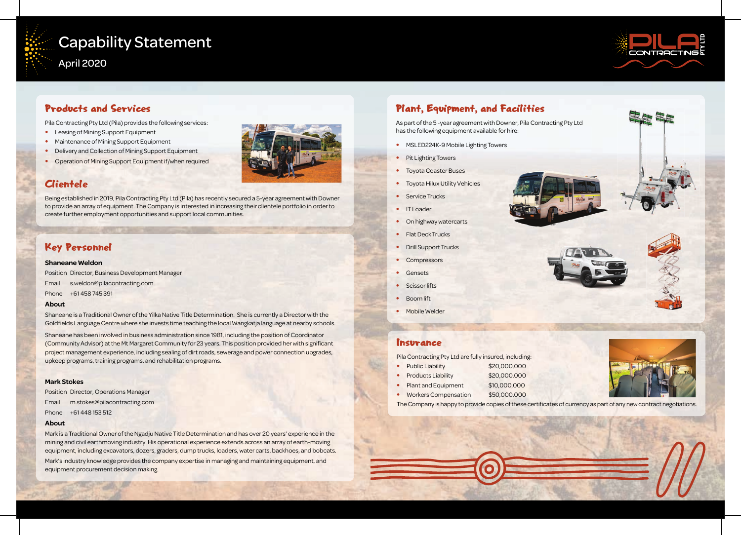# Capability Statement

April 2020

PILA CONTRACTING PTY LTD

## Products and Services

Pila Contracting Pty Ltd (Pila) provides the following services:

- Leasing of Mining Support Equipment
- Maintenance of Mining Support Equipment
- Delivery and Collection of Mining Support Equipment
- Operation of Mining Support Equipment if/when required

## Clientele

Being established in 2019, Pila Contracting Pty Ltd (Pila) has recently secured a 5-year agreement with Downer to provide an array of equipment. The Company is interested in increasing their clientele portfolio in order to create further employment opportunities and support local communities.

## Key Personnel

**Shaneane Weldon**

Position Director, Business Development Manager

Email s.weldon@pilacontracting.com

Phone +61 458 745 391

**About**

Shaneane is a Traditional Owner of the Yilka Native Title Determination. She is currently a Director with the Goldfields Language Centre where she invests time teaching the local Wangkatja language at nearby schools.

Shaneane has been involved in business administration since 1981, including the position of Coordinator (Community Advisor) at the Mt Margaret Community for 23 years. This position provided her with significant project management experience, including sealing of dirt roads, sewerage and power connection upgrades, upkeep programs, training programs, and rehabilitation programs.

**Mark Stokes**

Position Director, Operations Manager

Email m.stokes@pilacontracting.com

Phone +61 448 153 512

**About**

Mark is a Traditional Owner of the Ngadju Native Title Determination and has over 20 years' experience in the mining and civil earthmoving industry. His operational experience extends across an array of earth-moving equipment, including excavators, dozers, graders, dump trucks, loaders, water carts, backhoes, and bobcats.

Mark's industry knowledge provides the company expertise in managing and maintaining equipment, and equipment procurement decision making.

## Plant, Equipment, and Facilities

As part of the 5 -year agreement with Downer, Pila Contracting Pty Ltd has the following equipment available for hire:

- MSLED224K-9 Mobile Lighting Towers
- Pit Lighting Towers
- Toyota Coaster Buses
- Toyota Hilux Utility Vehicles
- Service Trucks
- IT Loader
- On highway watercarts
- Flat Deck Trucks
- Drill Support Trucks
- Compressors
- Gensets
- Scissor lifts
- Boom lift
- Mobile Welder

## Insurance

Pila Contracting Pty Ltd are fully insured, including:

- Public Liability $20,000,000
- Products Liability $20,000,000
- Plant and Equipment $10,000,000
- Workers Compensation $50,000,000

The Company is happy to provide copies of these certificates of currency as part of any new contract negotiations.